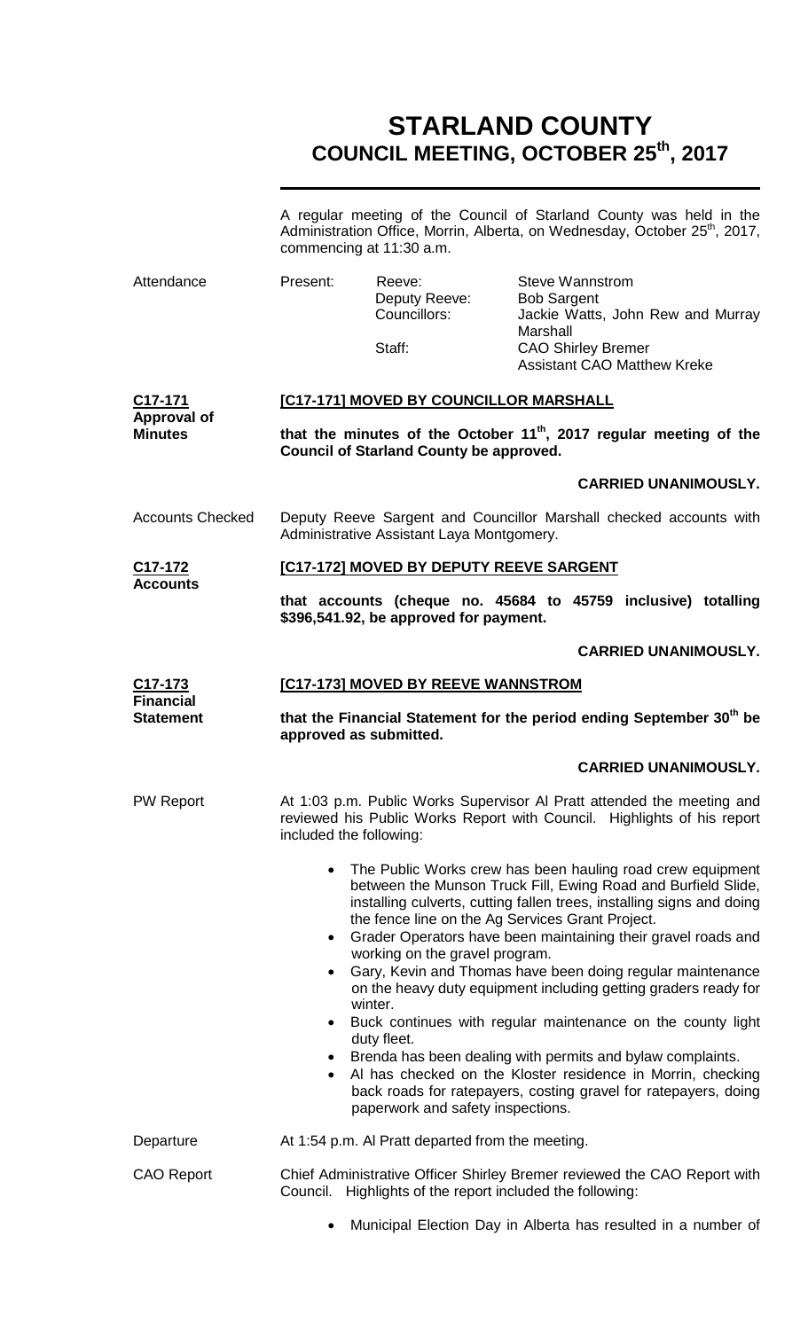# STARLAND COUNTY
# COUNCIL MEETING, OCTOBER 25th, 2017

A regular meeting of the Council of Starland County was held in the Administration Office, Morrin, Alberta, on Wednesday, October 25th, 2017, commencing at 11:30 a.m.

| Attendance | Present: | Reeve: | Steve Wannstrom |
|---|---|---|---|
| | | Deputy Reeve: | Bob Sargent |
| | | Councillors: | Jackie Watts, John Rew and Murray Marshall |
| | | Staff: | CAO Shirley Bremer |
| | | | Assistant CAO Matthew Kreke |

**C17-171**
**Approval of Minutes**

**[C17-171] MOVED BY COUNCILLOR MARSHALL**

**that the minutes of the October 11th, 2017 regular meeting of the Council of Starland County be approved.**

**CARRIED UNANIMOUSLY.**

Accounts Checked

Deputy Reeve Sargent and Councillor Marshall checked accounts with Administrative Assistant Laya Montgomery.

**C17-172**
**Accounts**

**[C17-172] MOVED BY DEPUTY REEVE SARGENT**

**that accounts (cheque no. 45684 to 45759 inclusive) totalling \$396,541.92, be approved for payment.**

**CARRIED UNANIMOUSLY.**

**C17-173**
**Financial Statement**

**[C17-173] MOVED BY REEVE WANNSTROM**

**that the Financial Statement for the period ending September 30th be approved as submitted.**

**CARRIED UNANIMOUSLY.**

PW Report

At 1:03 p.m. Public Works Supervisor Al Pratt attended the meeting and reviewed his Public Works Report with Council. Highlights of his report included the following:

- The Public Works crew has been hauling road crew equipment between the Munson Truck Fill, Ewing Road and Burfield Slide, installing culverts, cutting fallen trees, installing signs and doing the fence line on the Ag Services Grant Project.
- Grader Operators have been maintaining their gravel roads and working on the gravel program.
- Gary, Kevin and Thomas have been doing regular maintenance on the heavy duty equipment including getting graders ready for winter.
- Buck continues with regular maintenance on the county light duty fleet.
- Brenda has been dealing with permits and bylaw complaints.
- Al has checked on the Kloster residence in Morrin, checking back roads for ratepayers, costing gravel for ratepayers, doing paperwork and safety inspections.

Departure

At 1:54 p.m. Al Pratt departed from the meeting.

CAO Report

Chief Administrative Officer Shirley Bremer reviewed the CAO Report with Council. Highlights of the report included the following:

- Municipal Election Day in Alberta has resulted in a number of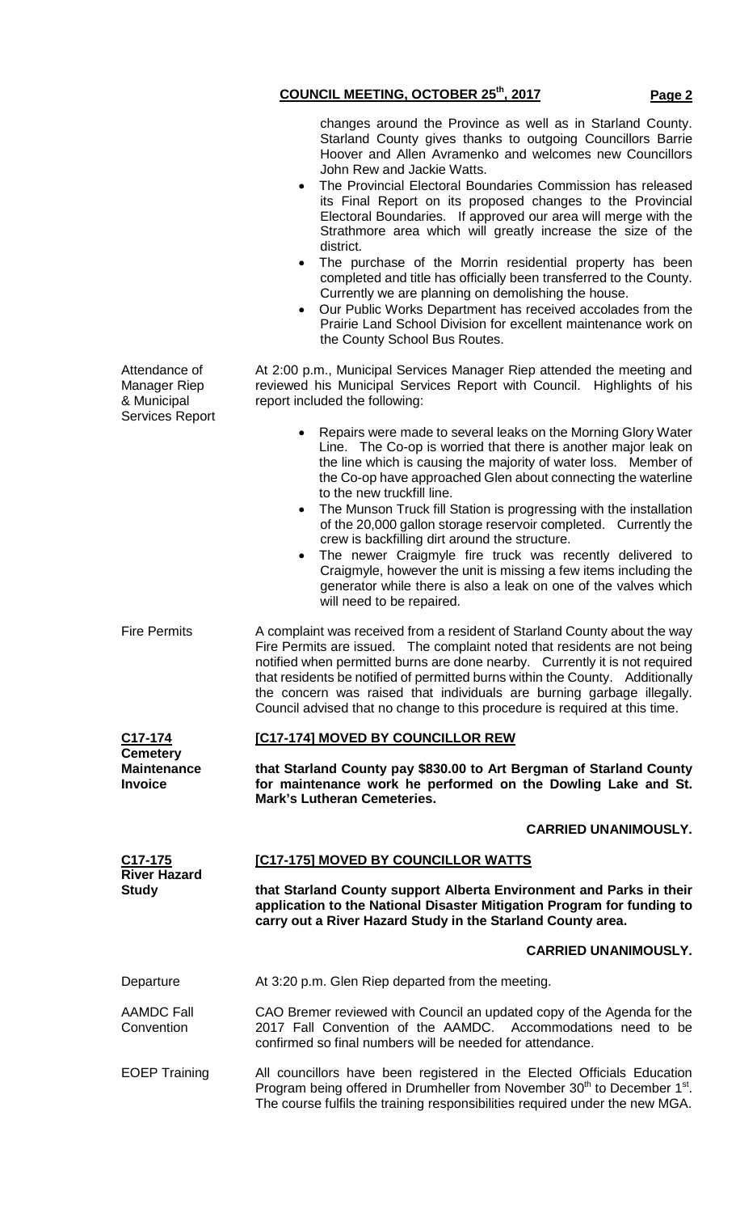changes around the Province as well as in Starland County. Starland County gives thanks to outgoing Councillors Barrie Hoover and Allen Avramenko and welcomes new Councillors John Rew and Jackie Watts.

- The Provincial Electoral Boundaries Commission has released its Final Report on its proposed changes to the Provincial Electoral Boundaries. If approved our area will merge with the Strathmore area which will greatly increase the size of the district.
- The purchase of the Morrin residential property has been completed and title has officially been transferred to the County. Currently we are planning on demolishing the house.
- Our Public Works Department has received accolades from the Prairie Land School Division for excellent maintenance work on the County School Bus Routes.

Attendance of Manager Riep & Municipal Services Report

At 2:00 p.m., Municipal Services Manager Riep attended the meeting and reviewed his Municipal Services Report with Council. Highlights of his report included the following:

- Repairs were made to several leaks on the Morning Glory Water Line. The Co-op is worried that there is another major leak on the line which is causing the majority of water loss. Member of the Co-op have approached Glen about connecting the waterline to the new truckfill line.
- The Munson Truck fill Station is progressing with the installation of the 20,000 gallon storage reservoir completed. Currently the crew is backfilling dirt around the structure.
- The newer Craigmyle fire truck was recently delivered to Craigmyle, however the unit is missing a few items including the generator while there is also a leak on one of the valves which will need to be repaired.

Fire Permits

A complaint was received from a resident of Starland County about the way Fire Permits are issued. The complaint noted that residents are not being notified when permitted burns are done nearby. Currently it is not required that residents be notified of permitted burns within the County. Additionally the concern was raised that individuals are burning garbage illegally. Council advised that no change to this procedure is required at this time.

**C17-174 Cemetery Maintenance Invoice**

**[C17-174] MOVED BY COUNCILLOR REW**

**that Starland County pay $830.00 to Art Bergman of Starland County for maintenance work he performed on the Dowling Lake and St. Mark's Lutheran Cemeteries.**

**CARRIED UNANIMOUSLY.**

**C17-175 River Hazard Study**

**[C17-175] MOVED BY COUNCILLOR WATTS**

**that Starland County support Alberta Environment and Parks in their application to the National Disaster Mitigation Program for funding to carry out a River Hazard Study in the Starland County area.**

**CARRIED UNANIMOUSLY.**

Departure

At 3:20 p.m. Glen Riep departed from the meeting.

AAMDC Fall Convention

CAO Bremer reviewed with Council an updated copy of the Agenda for the 2017 Fall Convention of the AAMDC. Accommodations need to be confirmed so final numbers will be needed for attendance.

EOEP Training

All councillors have been registered in the Elected Officials Education Program being offered in Drumheller from November 30th to December 1st. The course fulfils the training responsibilities required under the new MGA.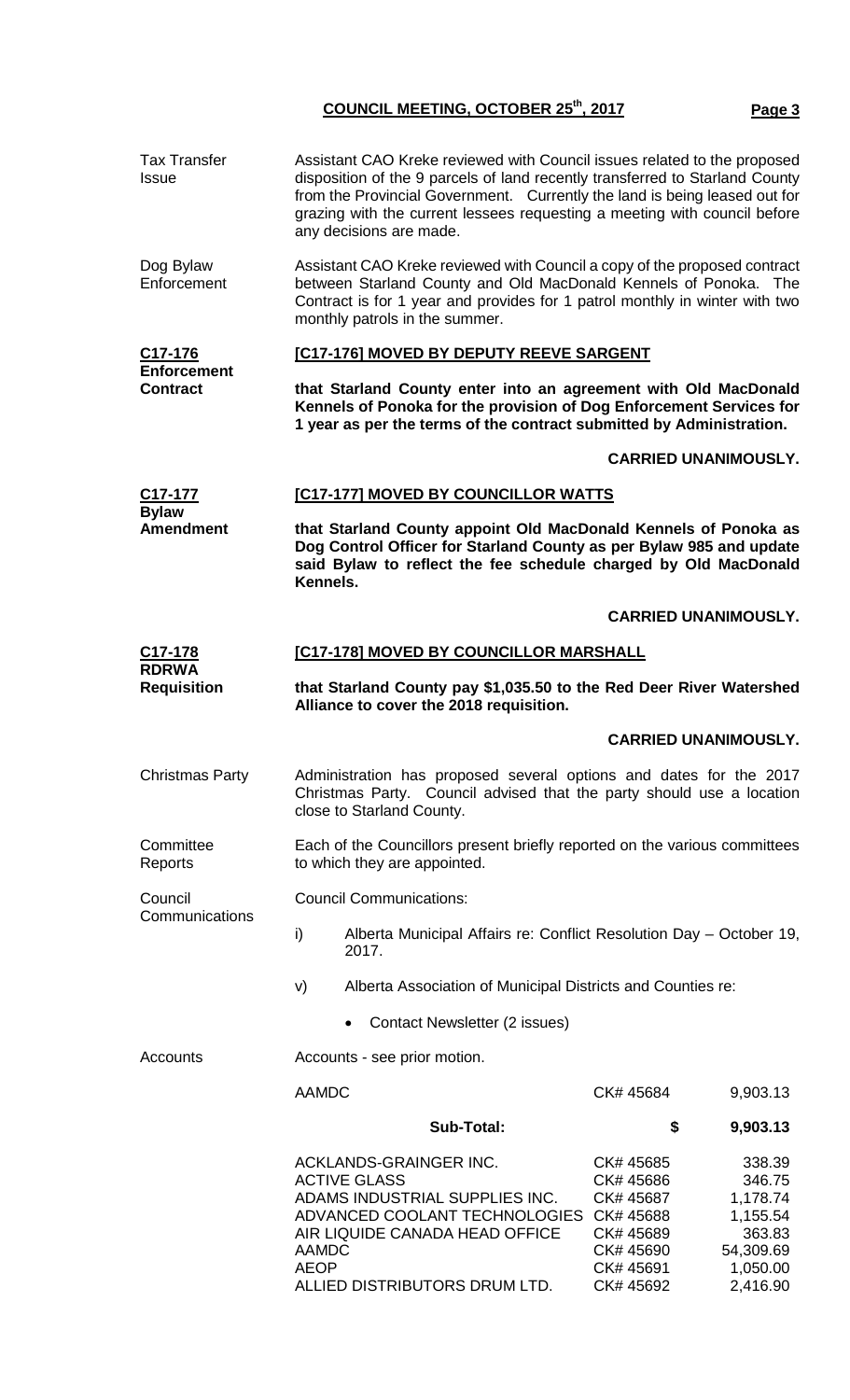**Tax Transfer Issue**

Assistant CAO Kreke reviewed with Council issues related to the proposed disposition of the 9 parcels of land recently transferred to Starland County from the Provincial Government. Currently the land is being leased out for grazing with the current lessees requesting a meeting with council before any decisions are made.

**Dog Bylaw Enforcement**

Assistant CAO Kreke reviewed with Council a copy of the proposed contract between Starland County and Old MacDonald Kennels of Ponoka. The Contract is for 1 year and provides for 1 patrol monthly in winter with two monthly patrols in the summer.

**C17-176 Enforcement Contract**

**[C17-176] MOVED BY DEPUTY REEVE SARGENT**

**that Starland County enter into an agreement with Old MacDonald Kennels of Ponoka for the provision of Dog Enforcement Services for 1 year as per the terms of the contract submitted by Administration.**

**CARRIED UNANIMOUSLY.**

**C17-177 Bylaw Amendment**

**[C17-177] MOVED BY COUNCILLOR WATTS**

**that Starland County appoint Old MacDonald Kennels of Ponoka as Dog Control Officer for Starland County as per Bylaw 985 and update said Bylaw to reflect the fee schedule charged by Old MacDonald Kennels.**

**CARRIED UNANIMOUSLY.**

**C17-178 RDRWA Requisition**

**[C17-178] MOVED BY COUNCILLOR MARSHALL**

**that Starland County pay $1,035.50 to the Red Deer River Watershed Alliance to cover the 2018 requisition.**

**CARRIED UNANIMOUSLY.**

**Christmas Party**

Administration has proposed several options and dates for the 2017 Christmas Party. Council advised that the party should use a location close to Starland County.

**Committee Reports**

Each of the Councillors present briefly reported on the various committees to which they are appointed.

**Council Communications**

Council Communications:

i) Alberta Municipal Affairs re: Conflict Resolution Day – October 19, 2017.

v) Alberta Association of Municipal Districts and Counties re:

- Contact Newsletter (2 issues)

**Accounts**

Accounts - see prior motion.

| | | |
|---|---|---|
| AAMDC | CK# 45684 | 9,903.13 |
| **Sub-Total:** | **$** | **9,903.13** |
| ACKLANDS-GRAINGER INC. | CK# 45685 | 338.39 |
| ACTIVE GLASS | CK# 45686 | 346.75 |
| ADAMS INDUSTRIAL SUPPLIES INC. | CK# 45687 | 1,178.74 |
| ADVANCED COOLANT TECHNOLOGIES | CK# 45688 | 1,155.54 |
| AIR LIQUIDE CANADA HEAD OFFICE | CK# 45689 | 363.83 |
| AAMDC | CK# 45690 | 54,309.69 |
| AEOP | CK# 45691 | 1,050.00 |
| ALLIED DISTRIBUTORS DRUM LTD. | CK# 45692 | 2,416.90 |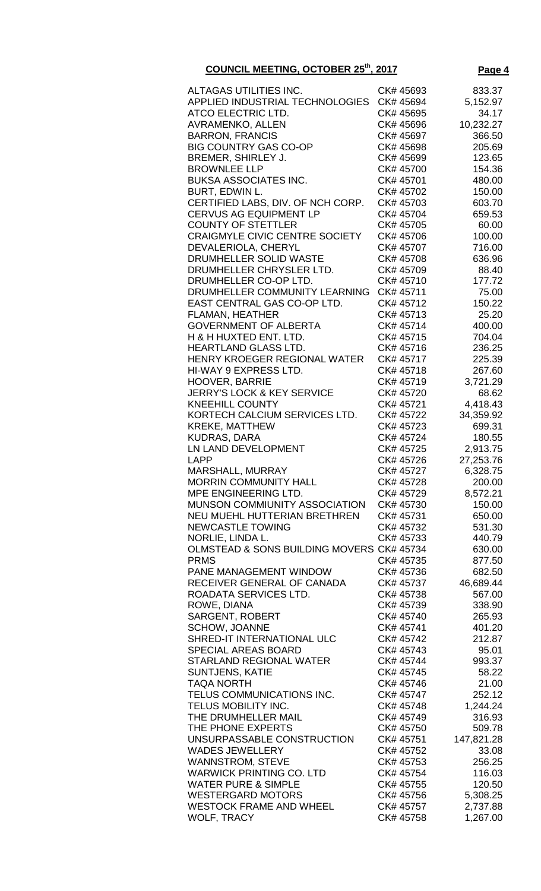| | | |
|---|---|---|
| ALTAGAS UTILITIES INC. | CK# 45693 | 833.37 |
| APPLIED INDUSTRIAL TECHNOLOGIES | CK# 45694 | 5,152.97 |
| ATCO ELECTRIC LTD. | CK# 45695 | 34.17 |
| AVRAMENKO, ALLEN | CK# 45696 | 10,232.27 |
| BARRON, FRANCIS | CK# 45697 | 366.50 |
| BIG COUNTRY GAS CO-OP | CK# 45698 | 205.69 |
| BREMER, SHIRLEY J. | CK# 45699 | 123.65 |
| BROWNLEE LLP | CK# 45700 | 154.36 |
| BUKSA ASSOCIATES INC. | CK# 45701 | 480.00 |
| BURT, EDWIN L. | CK# 45702 | 150.00 |
| CERTIFIED LABS, DIV. OF NCH CORP. | CK# 45703 | 603.70 |
| CERVUS AG EQUIPMENT LP | CK# 45704 | 659.53 |
| COUNTY OF STETTLER | CK# 45705 | 60.00 |
| CRAIGMYLE CIVIC CENTRE SOCIETY | CK# 45706 | 100.00 |
| DEVALERIOLA, CHERYL | CK# 45707 | 716.00 |
| DRUMHELLER SOLID WASTE | CK# 45708 | 636.96 |
| DRUMHELLER CHRYSLER LTD. | CK# 45709 | 88.40 |
| DRUMHELLER CO-OP LTD. | CK# 45710 | 177.72 |
| DRUMHELLER COMMUNITY LEARNING | CK# 45711 | 75.00 |
| EAST CENTRAL GAS CO-OP LTD. | CK# 45712 | 150.22 |
| FLAMAN, HEATHER | CK# 45713 | 25.20 |
| GOVERNMENT OF ALBERTA | CK# 45714 | 400.00 |
| H & H HUXTED ENT. LTD. | CK# 45715 | 704.04 |
| HEARTLAND GLASS LTD. | CK# 45716 | 236.25 |
| HENRY KROEGER REGIONAL WATER | CK# 45717 | 225.39 |
| HI-WAY 9 EXPRESS LTD. | CK# 45718 | 267.60 |
| HOOVER, BARRIE | CK# 45719 | 3,721.29 |
| JERRY'S LOCK & KEY SERVICE | CK# 45720 | 68.62 |
| KNEEHILL COUNTY | CK# 45721 | 4,418.43 |
| KORTECH CALCIUM SERVICES LTD. | CK# 45722 | 34,359.92 |
| KREKE, MATTHEW | CK# 45723 | 699.31 |
| KUDRAS, DARA | CK# 45724 | 180.55 |
| LN LAND DEVELOPMENT | CK# 45725 | 2,913.75 |
| LAPP | CK# 45726 | 27,253.76 |
| MARSHALL, MURRAY | CK# 45727 | 6,328.75 |
| MORRIN COMMUNITY HALL | CK# 45728 | 200.00 |
| MPE ENGINEERING LTD. | CK# 45729 | 8,572.21 |
| MUNSON COMMIUNITY ASSOCIATION | CK# 45730 | 150.00 |
| NEU MUEHL HUTTERIAN BRETHREN | CK# 45731 | 650.00 |
| NEWCASTLE TOWING | CK# 45732 | 531.30 |
| NORLIE, LINDA L. | CK# 45733 | 440.79 |
| OLMSTEAD & SONS BUILDING MOVERS | CK# 45734 | 630.00 |
| PRMS | CK# 45735 | 877.50 |
| PANE MANAGEMENT WINDOW | CK# 45736 | 682.50 |
| RECEIVER GENERAL OF CANADA | CK# 45737 | 46,689.44 |
| ROADATA SERVICES LTD. | CK# 45738 | 567.00 |
| ROWE, DIANA | CK# 45739 | 338.90 |
| SARGENT, ROBERT | CK# 45740 | 265.93 |
| SCHOW, JOANNE | CK# 45741 | 401.20 |
| SHRED-IT INTERNATIONAL ULC | CK# 45742 | 212.87 |
| SPECIAL AREAS BOARD | CK# 45743 | 95.01 |
| STARLAND REGIONAL WATER | CK# 45744 | 993.37 |
| SUNTJENS, KATIE | CK# 45745 | 58.22 |
| TAQA NORTH | CK# 45746 | 21.00 |
| TELUS COMMUNICATIONS INC. | CK# 45747 | 252.12 |
| TELUS MOBILITY INC. | CK# 45748 | 1,244.24 |
| THE DRUMHELLER MAIL | CK# 45749 | 316.93 |
| THE PHONE EXPERTS | CK# 45750 | 509.78 |
| UNSURPASSABLE CONSTRUCTION | CK# 45751 | 147,821.28 |
| WADES JEWELLERY | CK# 45752 | 33.08 |
| WANNSTROM, STEVE | CK# 45753 | 256.25 |
| WARWICK PRINTING CO. LTD | CK# 45754 | 116.03 |
| WATER PURE & SIMPLE | CK# 45755 | 120.50 |
| WESTERGARD MOTORS | CK# 45756 | 5,308.25 |
| WESTOCK FRAME AND WHEEL | CK# 45757 | 2,737.88 |
| WOLF, TRACY | CK# 45758 | 1,267.00 |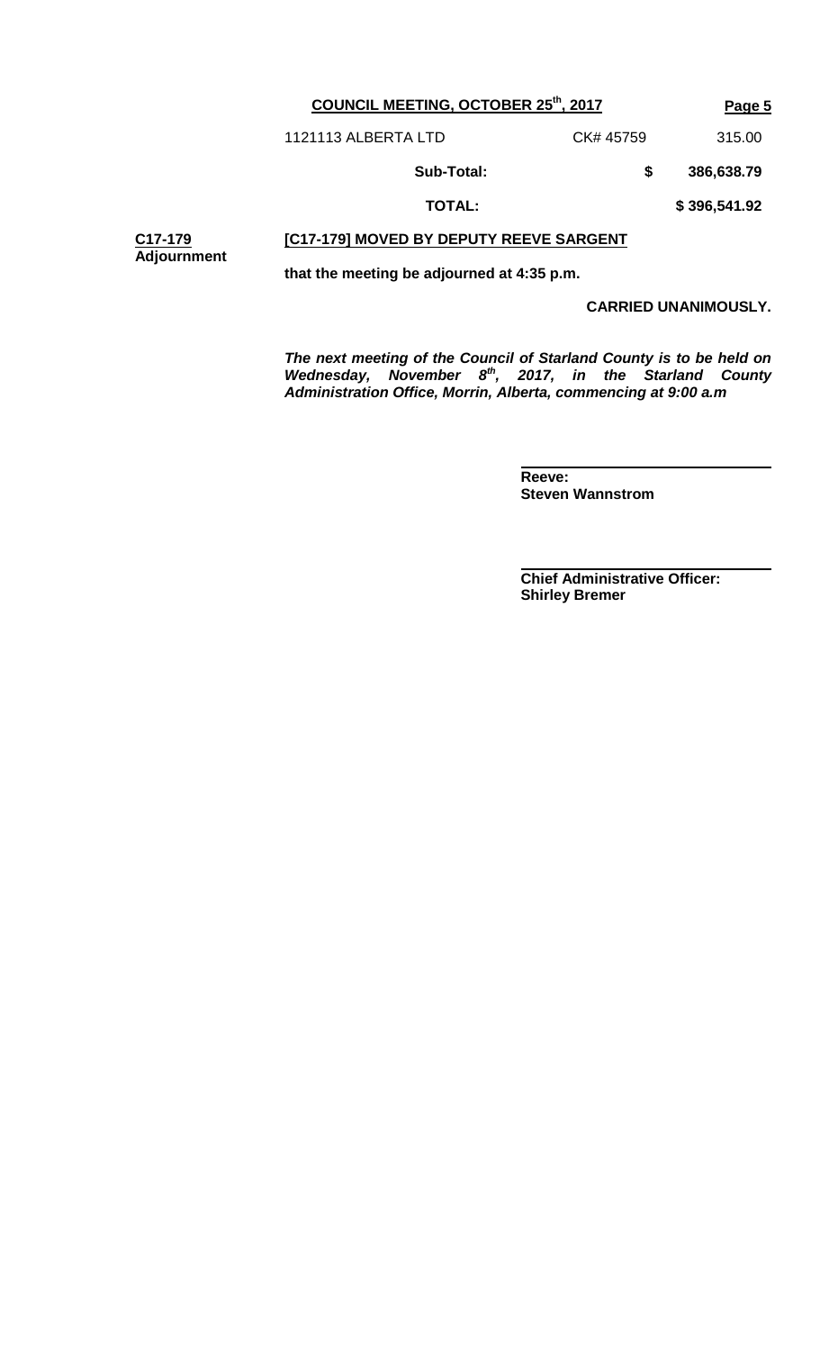| | | |
|---|---|---|
| 1121113 ALBERTA LTD | CK# 45759 | 315.00 |
| **Sub-Total:** | **$** | **386,638.79** |
| **TOTAL:** | | **$ 396,541.92** |

**C17-179**
**Adjournment**

**[C17-179] MOVED BY DEPUTY REEVE SARGENT**

**that the meeting be adjourned at 4:35 p.m.**

**CARRIED UNANIMOUSLY.**

***The next meeting of the Council of Starland County is to be held on Wednesday, November 8th, 2017, in the Starland County Administration Office, Morrin, Alberta, commencing at 9:00 a.m***

**Reeve:**
**Steven Wannstrom**

**Chief Administrative Officer:**
**Shirley Bremer**